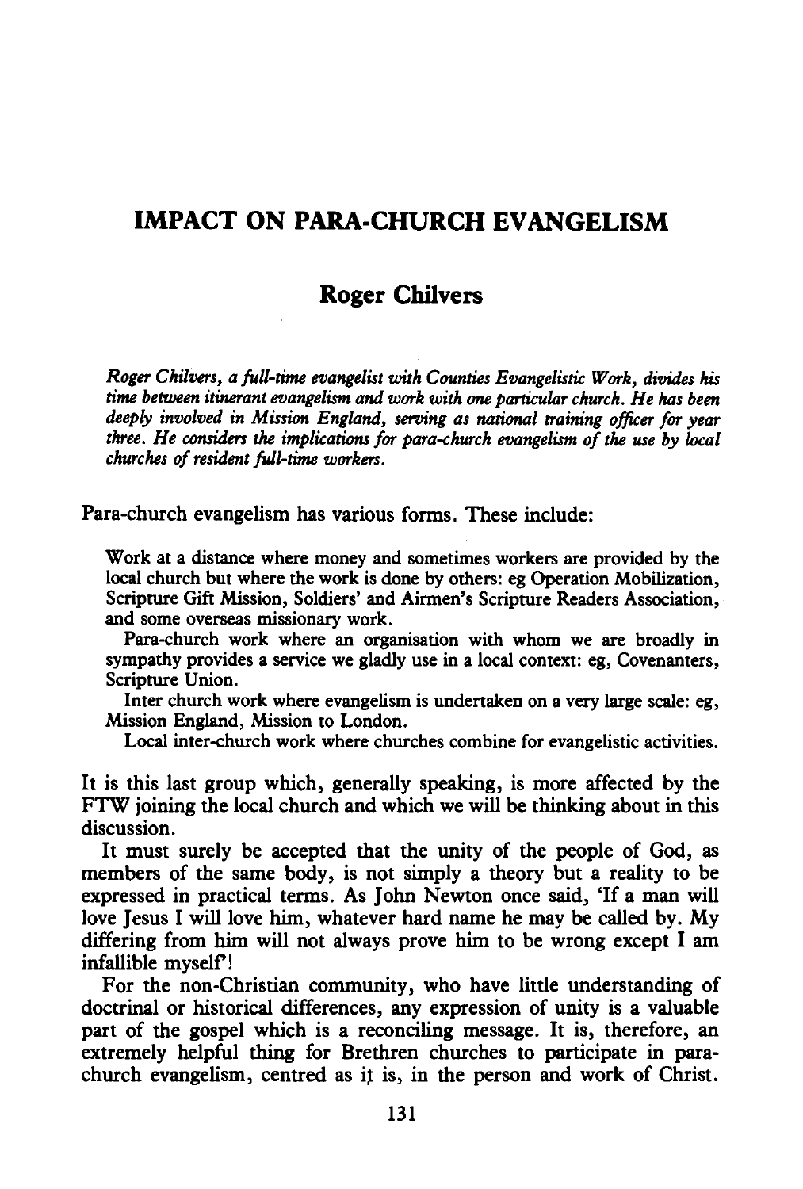# IMPACT ON PARA-CHURCH EVANGELISM

## Roger Chilvers

*Roger Chilvers, a full-time evangelist with Counties Evangelistic Work, divides his time between itinerant evangelism and work with one particular church. He has been deeply involved in Mission England, serving as national training officer for year three. He considers the implications for para-church evangelism of the use by local churches of resident full-time workers.*

Para-church evangelism has various forms. These include:

Work at a distance where money and sometimes workers are provided by the local church but where the work is done by others: eg Operation Mobilization, Scripture Gift Mission, Soldiers' and Airmen's Scripture Readers Association, and some overseas missionary work.

Para-church work where an organisation with whom we are broadly in sympathy provides a service we gladly use in a local context: eg, Covenanters, Scripture Union.

Inter church work where evangelism is undertaken on a very large scale: eg, Mission England, Mission to London.

Local inter-church work where churches combine for evangelistic activities.

It is this last group which, generally speaking, is more affected by the FTW joining the local church and which we will be thinking about in this discussion.

It must surely be accepted that the unity of the people of God, as members of the same body, is not simply a theory but a reality to be expressed in practical terms. As John Newton once said, 'If a man will love Jesus I will love him, whatever hard name he may be called by. My differing from him will not always prove him to be wrong except I am infallible myself'!

For the non-Christian community, who have little understanding of doctrinal or historical differences, any expression of unity is a valuable part of the gospel which is a reconciling message. It is, therefore, an extremely helpful thing for Brethren churches to participate in para-church evangelism, centred as it is, in the person and work of Christ.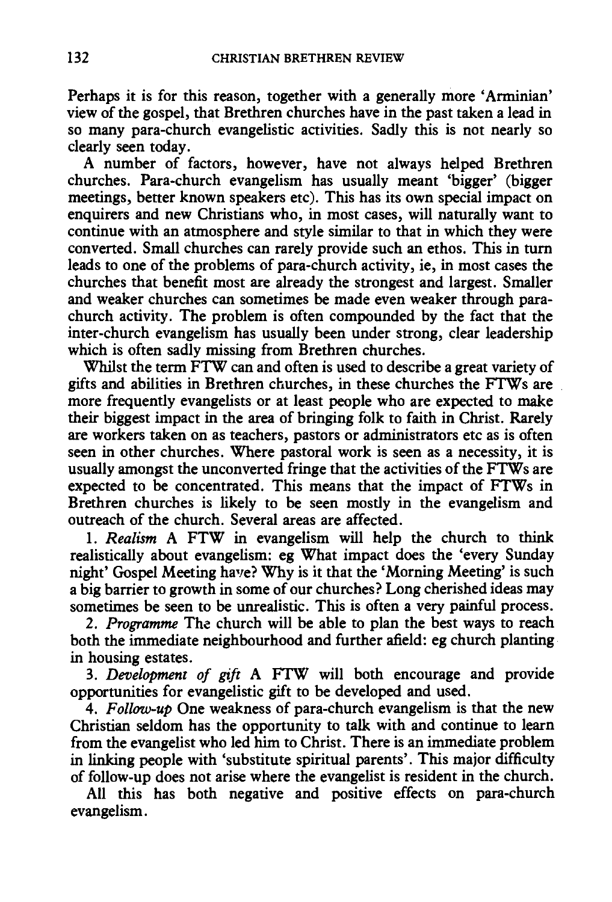Perhaps it is for this reason, together with a generally more 'Arminian' view of the gospel, that Brethren churches have in the past taken a lead in so many para-church evangelistic activities. Sadly this is not nearly so clearly seen today.

A number of factors, however, have not always helped Brethren churches. Para-church evangelism has usually meant 'bigger' (bigger meetings, better known speakers etc). This has its own special impact on enquirers and new Christians who, in most cases, will naturally want to continue with an atmosphere and style similar to that in which they were converted. Small churches can rarely provide such an ethos. This in turn leads to one of the problems of para-church activity, ie, in most cases the churches that benefit most are already the strongest and largest. Smaller and weaker churches can sometimes be made even weaker through para-church activity. The problem is often compounded by the fact that the inter-church evangelism has usually been under strong, clear leadership which is often sadly missing from Brethren churches.

Whilst the term FTW can and often is used to describe a great variety of gifts and abilities in Brethren churches, in these churches the FTWs are more frequently evangelists or at least people who are expected to make their biggest impact in the area of bringing folk to faith in Christ. Rarely are workers taken on as teachers, pastors or administrators etc as is often seen in other churches. Where pastoral work is seen as a necessity, it is usually amongst the unconverted fringe that the activities of the FTWs are expected to be concentrated. This means that the impact of FTWs in Brethren churches is likely to be seen mostly in the evangelism and outreach of the church. Several areas are affected.

1. *Realism* A FTW in evangelism will help the church to think realistically about evangelism: eg What impact does the 'every Sunday night' Gospel Meeting have? Why is it that the 'Morning Meeting' is such a big barrier to growth in some of our churches? Long cherished ideas may sometimes be seen to be unrealistic. This is often a very painful process.

2. *Programme* The church will be able to plan the best ways to reach both the immediate neighbourhood and further afield: eg church planting in housing estates.

3. *Development of gift* A FTW will both encourage and provide opportunities for evangelistic gift to be developed and used.

4. *Follow-up* One weakness of para-church evangelism is that the new Christian seldom has the opportunity to talk with and continue to learn from the evangelist who led him to Christ. There is an immediate problem in linking people with 'substitute spiritual parents'. This major difficulty of follow-up does not arise where the evangelist is resident in the church.

All this has both negative and positive effects on para-church evangelism.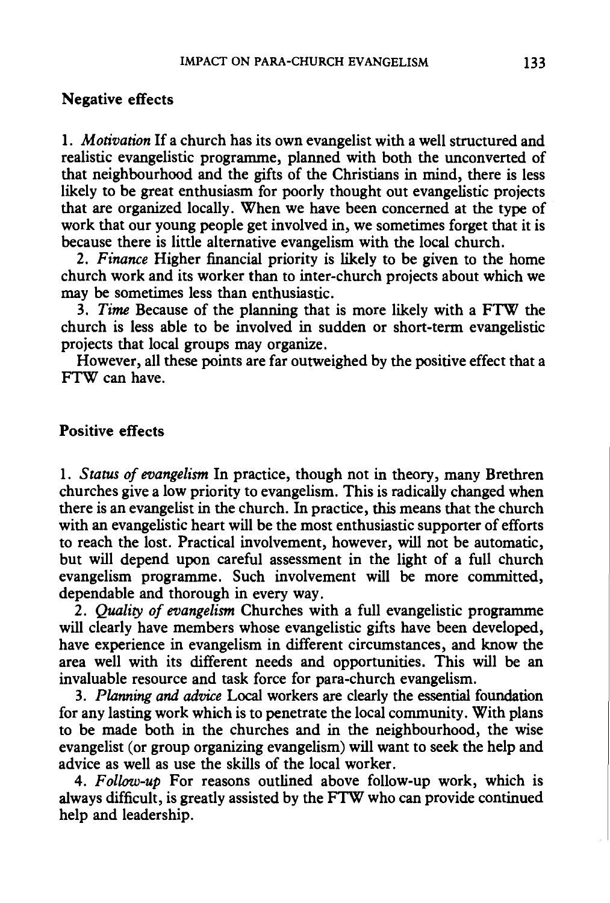## Negative effects

1. *Motivation* If a church has its own evangelist with a well structured and realistic evangelistic programme, planned with both the unconverted of that neighbourhood and the gifts of the Christians in mind, there is less likely to be great enthusiasm for poorly thought out evangelistic projects that are organized locally. When we have been concerned at the type of work that our young people get involved in, we sometimes forget that it is because there is little alternative evangelism with the local church.

2. *Finance* Higher financial priority is likely to be given to the home church work and its worker than to inter-church projects about which we may be sometimes less than enthusiastic.

3. *Time* Because of the planning that is more likely with a FTW the church is less able to be involved in sudden or short-term evangelistic projects that local groups may organize.

However, all these points are far outweighed by the positive effect that a FTW can have.

## Positive effects

1. *Status of evangelism* In practice, though not in theory, many Brethren churches give a low priority to evangelism. This is radically changed when there is an evangelist in the church. In practice, this means that the church with an evangelistic heart will be the most enthusiastic supporter of efforts to reach the lost. Practical involvement, however, will not be automatic, but will depend upon careful assessment in the light of a full church evangelism programme. Such involvement will be more committed, dependable and thorough in every way.

2. *Quality of evangelism* Churches with a full evangelistic programme will clearly have members whose evangelistic gifts have been developed, have experience in evangelism in different circumstances, and know the area well with its different needs and opportunities. This will be an invaluable resource and task force for para-church evangelism.

3. *Planning and advice* Local workers are clearly the essential foundation for any lasting work which is to penetrate the local community. With plans to be made both in the churches and in the neighbourhood, the wise evangelist (or group organizing evangelism) will want to seek the help and advice as well as use the skills of the local worker.

4. *Follow-up* For reasons outlined above follow-up work, which is always difficult, is greatly assisted by the FTW who can provide continued help and leadership.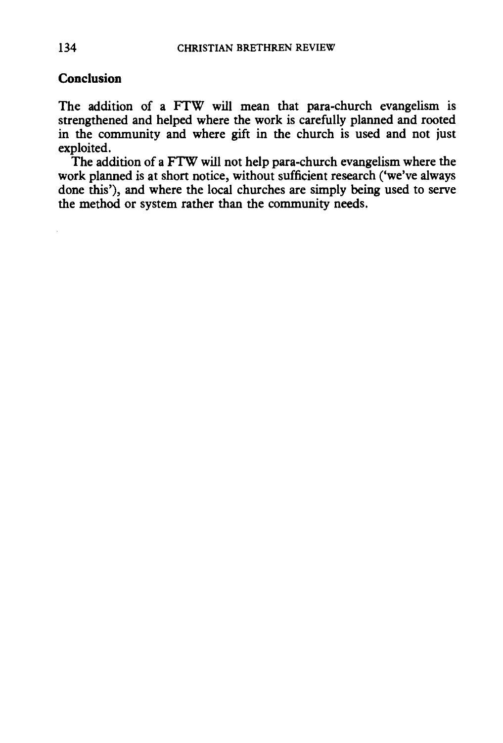## Conclusion

The addition of a FTW will mean that para-church evangelism is strengthened and helped where the work is carefully planned and rooted in the community and where gift in the church is used and not just exploited.

The addition of a FTW will not help para-church evangelism where the work planned is at short notice, without sufficient research ('we've always done this'), and where the local churches are simply being used to serve the method or system rather than the community needs.